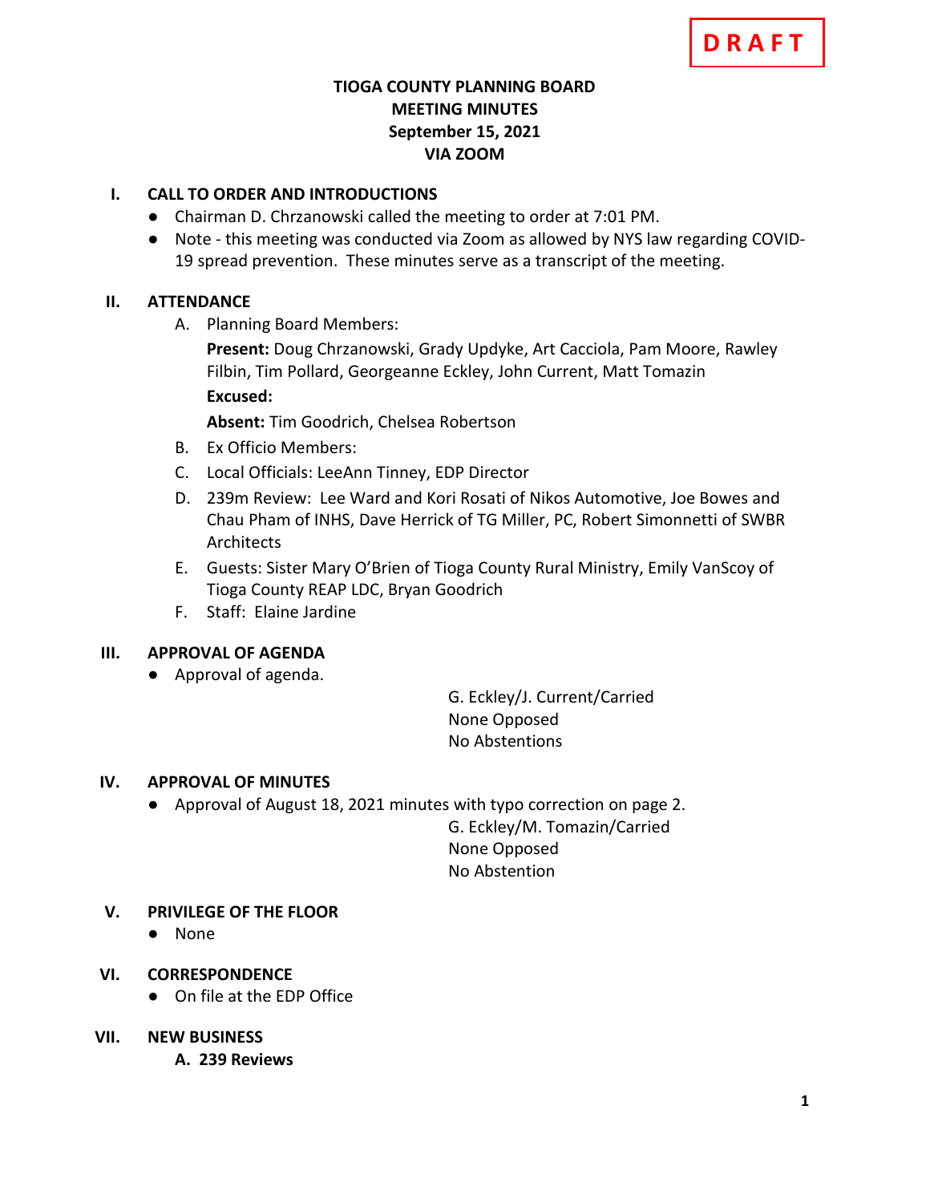DRAFT

# TIOGA COUNTY PLANNING BOARD
## MEETING MINUTES
## September 15, 2021
## VIA ZOOM

**I. CALL TO ORDER AND INTRODUCTIONS**

- Chairman D. Chrzanowski called the meeting to order at 7:01 PM.
- Note - this meeting was conducted via Zoom as allowed by NYS law regarding COVID-19 spread prevention. These minutes serve as a transcript of the meeting.

**II. ATTENDANCE**

A. Planning Board Members:

**Present:** Doug Chrzanowski, Grady Updyke, Art Cacciola, Pam Moore, Rawley Filbin, Tim Pollard, Georgeanne Eckley, John Current, Matt Tomazin

**Excused:**

**Absent:** Tim Goodrich, Chelsea Robertson

B. Ex Officio Members:

C. Local Officials: LeeAnn Tinney, EDP Director

D. 239m Review: Lee Ward and Kori Rosati of Nikos Automotive, Joe Bowes and Chau Pham of INHS, Dave Herrick of TG Miller, PC, Robert Simonnetti of SWBR Architects

E. Guests: Sister Mary O'Brien of Tioga County Rural Ministry, Emily VanScoy of Tioga County REAP LDC, Bryan Goodrich

F. Staff: Elaine Jardine

**III. APPROVAL OF AGENDA**

- Approval of agenda.

G. Eckley/J. Current/Carried
None Opposed
No Abstentions

**IV. APPROVAL OF MINUTES**

- Approval of August 18, 2021 minutes with typo correction on page 2.

G. Eckley/M. Tomazin/Carried
None Opposed
No Abstention

**V. PRIVILEGE OF THE FLOOR**

- None

**VI. CORRESPONDENCE**

- On file at the EDP Office

**VII. NEW BUSINESS**

**A. 239 Reviews**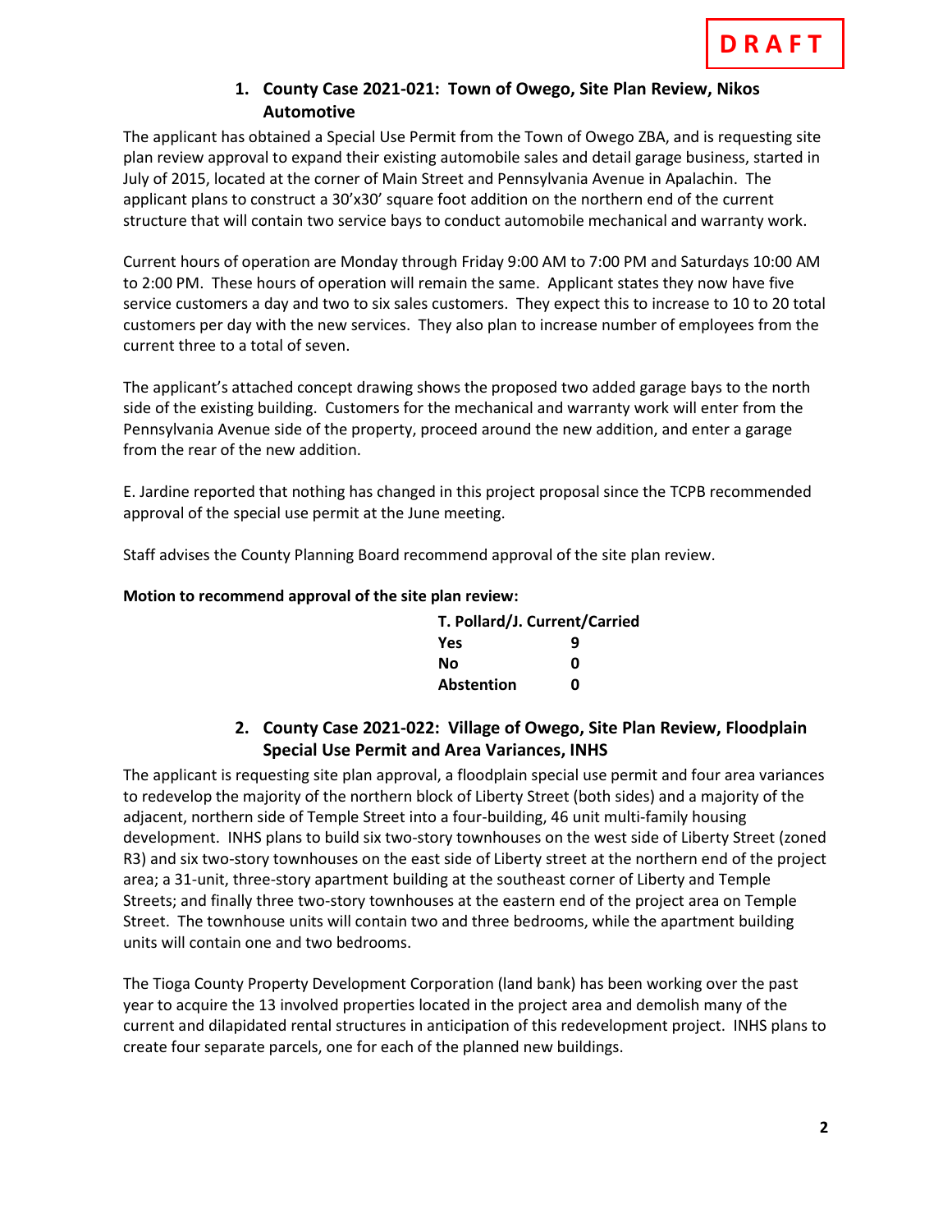DRAFT

### 1. County Case 2021-021: Town of Owego, Site Plan Review, Nikos Automotive

The applicant has obtained a Special Use Permit from the Town of Owego ZBA, and is requesting site plan review approval to expand their existing automobile sales and detail garage business, started in July of 2015, located at the corner of Main Street and Pennsylvania Avenue in Apalachin. The applicant plans to construct a 30'x30' square foot addition on the northern end of the current structure that will contain two service bays to conduct automobile mechanical and warranty work.

Current hours of operation are Monday through Friday 9:00 AM to 7:00 PM and Saturdays 10:00 AM to 2:00 PM. These hours of operation will remain the same. Applicant states they now have five service customers a day and two to six sales customers. They expect this to increase to 10 to 20 total customers per day with the new services. They also plan to increase number of employees from the current three to a total of seven.

The applicant's attached concept drawing shows the proposed two added garage bays to the north side of the existing building. Customers for the mechanical and warranty work will enter from the Pennsylvania Avenue side of the property, proceed around the new addition, and enter a garage from the rear of the new addition.

E. Jardine reported that nothing has changed in this project proposal since the TCPB recommended approval of the special use permit at the June meeting.

Staff advises the County Planning Board recommend approval of the site plan review.

**Motion to recommend approval of the site plan review:**

| **T. Pollard/J. Current/Carried** | |
|---|---|
| **Yes** | **9** |
| **No** | **0** |
| **Abstention** | **0** |

### 2. County Case 2021-022: Village of Owego, Site Plan Review, Floodplain Special Use Permit and Area Variances, INHS

The applicant is requesting site plan approval, a floodplain special use permit and four area variances to redevelop the majority of the northern block of Liberty Street (both sides) and a majority of the adjacent, northern side of Temple Street into a four-building, 46 unit multi-family housing development. INHS plans to build six two-story townhouses on the west side of Liberty Street (zoned R3) and six two-story townhouses on the east side of Liberty street at the northern end of the project area; a 31-unit, three-story apartment building at the southeast corner of Liberty and Temple Streets; and finally three two-story townhouses at the eastern end of the project area on Temple Street. The townhouse units will contain two and three bedrooms, while the apartment building units will contain one and two bedrooms.

The Tioga County Property Development Corporation (land bank) has been working over the past year to acquire the 13 involved properties located in the project area and demolish many of the current and dilapidated rental structures in anticipation of this redevelopment project. INHS plans to create four separate parcels, one for each of the planned new buildings.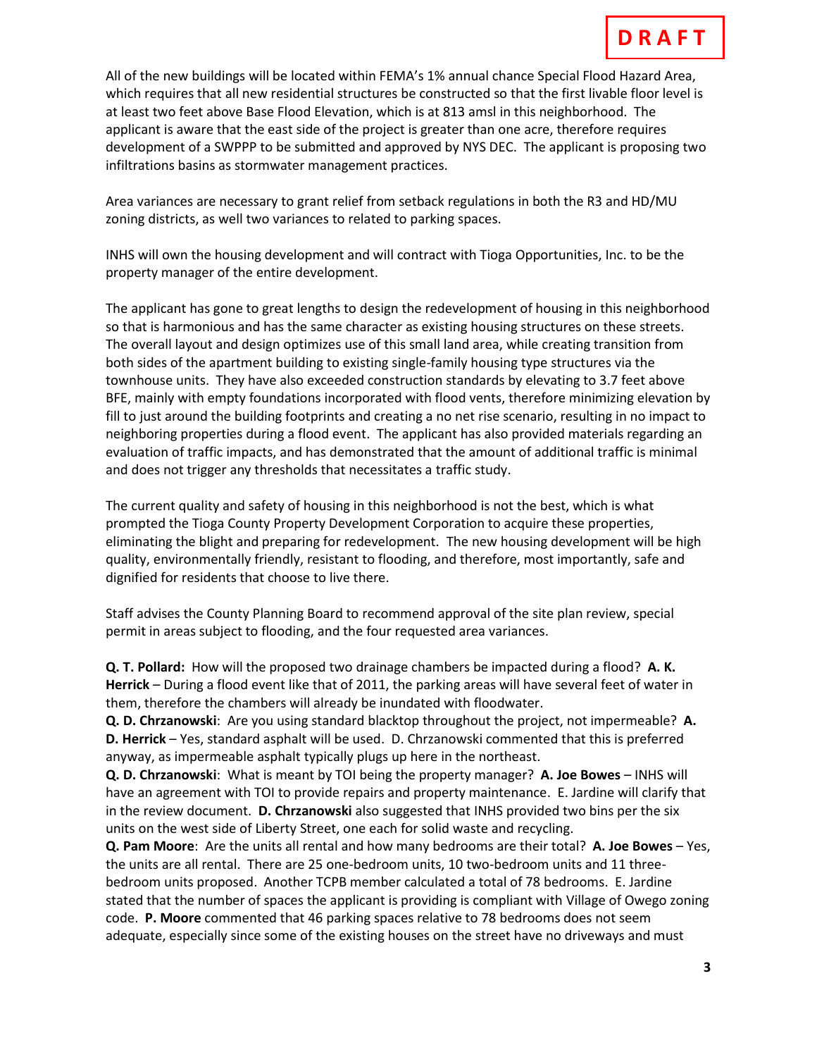DRAFT

All of the new buildings will be located within FEMA's 1% annual chance Special Flood Hazard Area, which requires that all new residential structures be constructed so that the first livable floor level is at least two feet above Base Flood Elevation, which is at 813 amsl in this neighborhood. The applicant is aware that the east side of the project is greater than one acre, therefore requires development of a SWPPP to be submitted and approved by NYS DEC. The applicant is proposing two infiltrations basins as stormwater management practices.

Area variances are necessary to grant relief from setback regulations in both the R3 and HD/MU zoning districts, as well two variances to related to parking spaces.

INHS will own the housing development and will contract with Tioga Opportunities, Inc. to be the property manager of the entire development.

The applicant has gone to great lengths to design the redevelopment of housing in this neighborhood so that is harmonious and has the same character as existing housing structures on these streets. The overall layout and design optimizes use of this small land area, while creating transition from both sides of the apartment building to existing single-family housing type structures via the townhouse units. They have also exceeded construction standards by elevating to 3.7 feet above BFE, mainly with empty foundations incorporated with flood vents, therefore minimizing elevation by fill to just around the building footprints and creating a no net rise scenario, resulting in no impact to neighboring properties during a flood event. The applicant has also provided materials regarding an evaluation of traffic impacts, and has demonstrated that the amount of additional traffic is minimal and does not trigger any thresholds that necessitates a traffic study.

The current quality and safety of housing in this neighborhood is not the best, which is what prompted the Tioga County Property Development Corporation to acquire these properties, eliminating the blight and preparing for redevelopment. The new housing development will be high quality, environmentally friendly, resistant to flooding, and therefore, most importantly, safe and dignified for residents that choose to live there.

Staff advises the County Planning Board to recommend approval of the site plan review, special permit in areas subject to flooding, and the four requested area variances.

**Q. T. Pollard:** How will the proposed two drainage chambers be impacted during a flood? **A. K. Herrick** – During a flood event like that of 2011, the parking areas will have several feet of water in them, therefore the chambers will already be inundated with floodwater.

**Q. D. Chrzanowski**: Are you using standard blacktop throughout the project, not impermeable? **A. D. Herrick** – Yes, standard asphalt will be used. D. Chrzanowski commented that this is preferred anyway, as impermeable asphalt typically plugs up here in the northeast.

**Q. D. Chrzanowski**: What is meant by TOI being the property manager? **A. Joe Bowes** – INHS will have an agreement with TOI to provide repairs and property maintenance. E. Jardine will clarify that in the review document. **D. Chrzanowski** also suggested that INHS provided two bins per the six units on the west side of Liberty Street, one each for solid waste and recycling.

**Q. Pam Moore**: Are the units all rental and how many bedrooms are their total? **A. Joe Bowes** – Yes, the units are all rental. There are 25 one-bedroom units, 10 two-bedroom units and 11 three-bedroom units proposed. Another TCPB member calculated a total of 78 bedrooms. E. Jardine stated that the number of spaces the applicant is providing is compliant with Village of Owego zoning code. **P. Moore** commented that 46 parking spaces relative to 78 bedrooms does not seem adequate, especially since some of the existing houses on the street have no driveways and must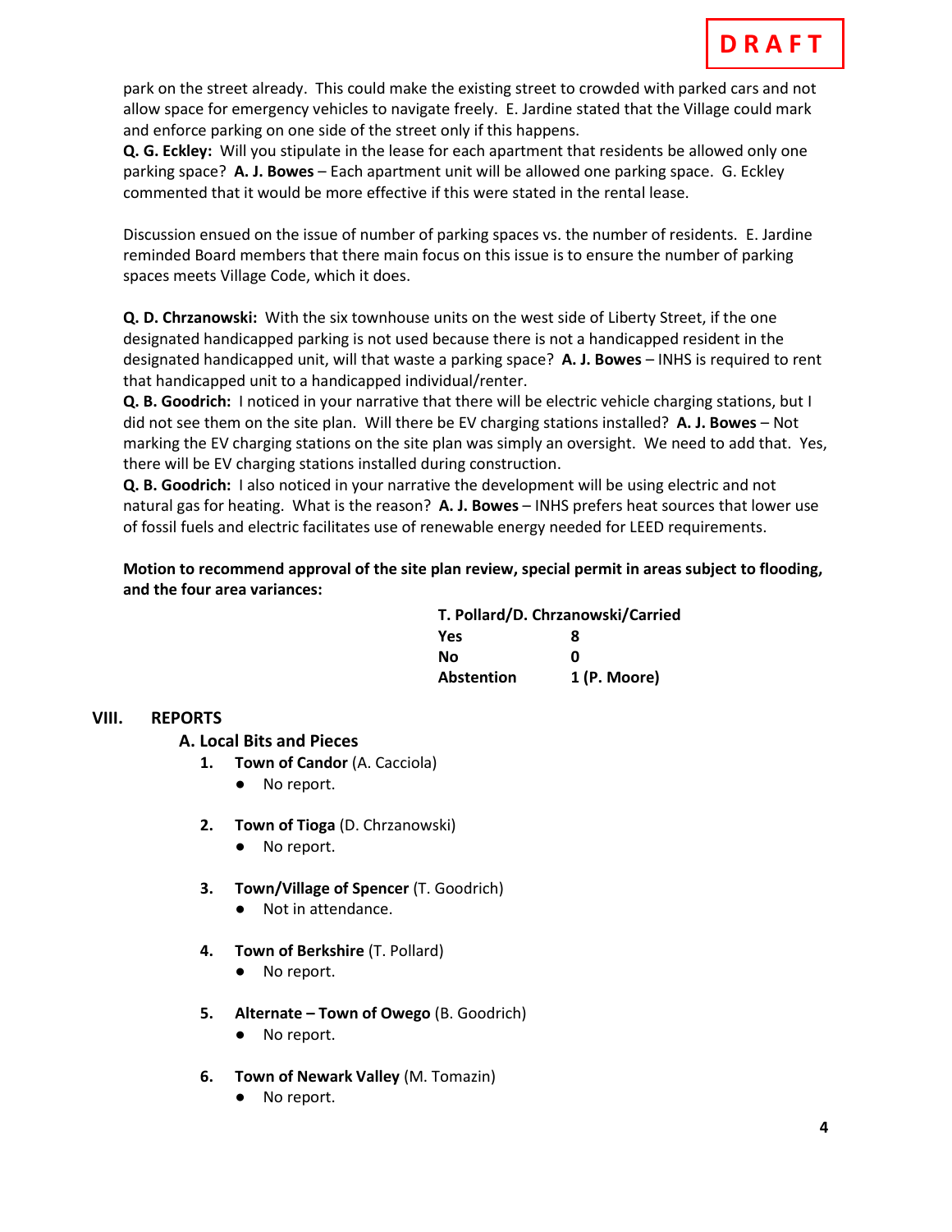**DRAFT**

park on the street already. This could make the existing street to crowded with parked cars and not allow space for emergency vehicles to navigate freely. E. Jardine stated that the Village could mark and enforce parking on one side of the street only if this happens.

**Q. G. Eckley:** Will you stipulate in the lease for each apartment that residents be allowed only one parking space? **A. J. Bowes** – Each apartment unit will be allowed one parking space. G. Eckley commented that it would be more effective if this were stated in the rental lease.

Discussion ensued on the issue of number of parking spaces vs. the number of residents. E. Jardine reminded Board members that there main focus on this issue is to ensure the number of parking spaces meets Village Code, which it does.

**Q. D. Chrzanowski:** With the six townhouse units on the west side of Liberty Street, if the one designated handicapped parking is not used because there is not a handicapped resident in the designated handicapped unit, will that waste a parking space? **A. J. Bowes** – INHS is required to rent that handicapped unit to a handicapped individual/renter.

**Q. B. Goodrich:** I noticed in your narrative that there will be electric vehicle charging stations, but I did not see them on the site plan. Will there be EV charging stations installed? **A. J. Bowes** – Not marking the EV charging stations on the site plan was simply an oversight. We need to add that. Yes, there will be EV charging stations installed during construction.

**Q. B. Goodrich:** I also noticed in your narrative the development will be using electric and not natural gas for heating. What is the reason? **A. J. Bowes** – INHS prefers heat sources that lower use of fossil fuels and electric facilitates use of renewable energy needed for LEED requirements.

**Motion to recommend approval of the site plan review, special permit in areas subject to flooding, and the four area variances:**

**T. Pollard/D. Chrzanowski/Carried**

| | |
|---|---|
| **Yes** | **8** |
| **No** | **0** |
| **Abstention** | **1 (P. Moore)** |

## VIII. REPORTS

### A. Local Bits and Pieces

1. **Town of Candor** (A. Cacciola)
   - No report.

2. **Town of Tioga** (D. Chrzanowski)
   - No report.

3. **Town/Village of Spencer** (T. Goodrich)
   - Not in attendance.

4. **Town of Berkshire** (T. Pollard)
   - No report.

5. **Alternate – Town of Owego** (B. Goodrich)
   - No report.

6. **Town of Newark Valley** (M. Tomazin)
   - No report.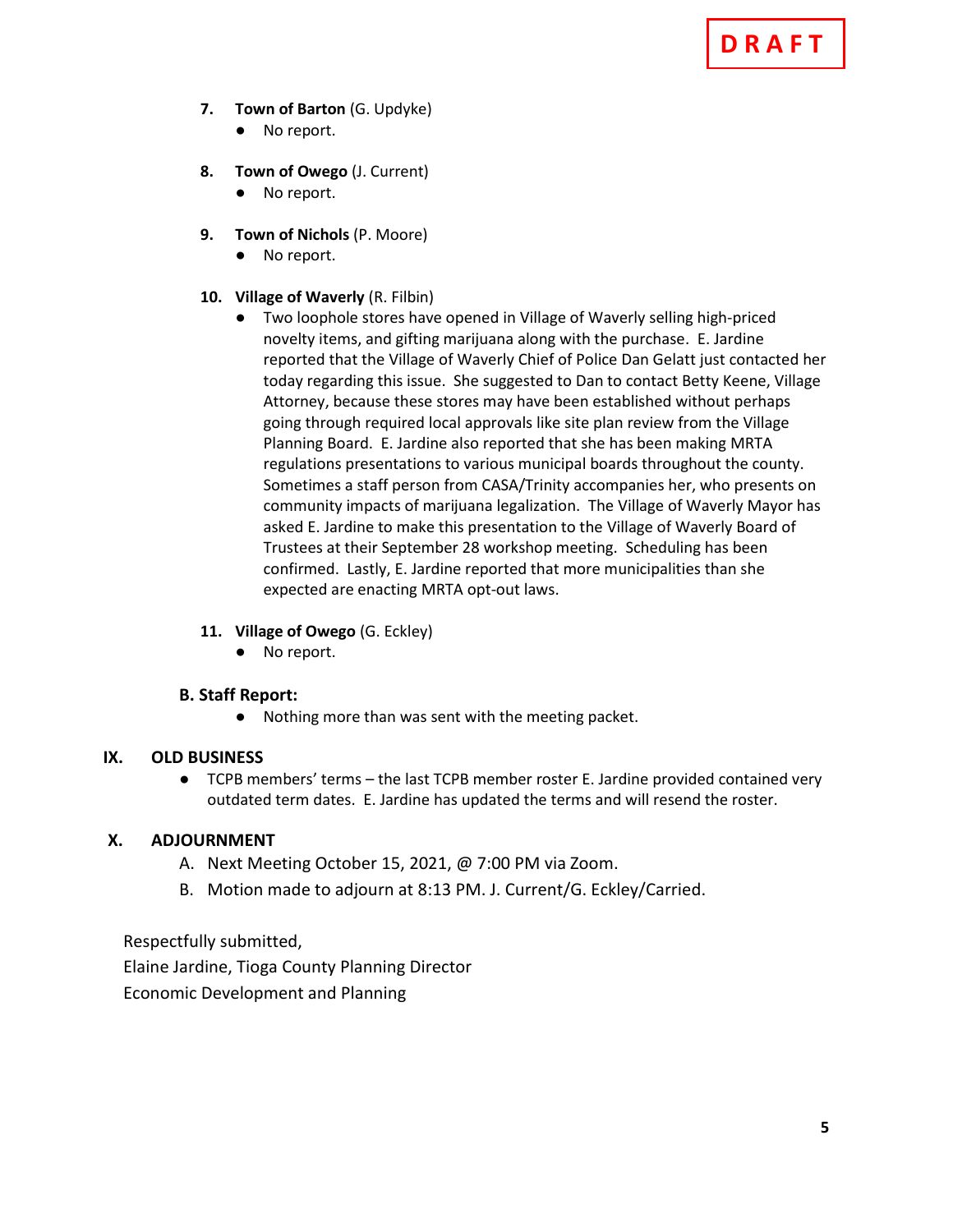**D R A F T**

7. **Town of Barton** (G. Updyke)
   - No report.

8. **Town of Owego** (J. Current)
   - No report.

9. **Town of Nichols** (P. Moore)
   - No report.

10. **Village of Waverly** (R. Filbin)
    - Two loophole stores have opened in Village of Waverly selling high-priced novelty items, and gifting marijuana along with the purchase. E. Jardine reported that the Village of Waverly Chief of Police Dan Gelatt just contacted her today regarding this issue. She suggested to Dan to contact Betty Keene, Village Attorney, because these stores may have been established without perhaps going through required local approvals like site plan review from the Village Planning Board. E. Jardine also reported that she has been making MRTA regulations presentations to various municipal boards throughout the county. Sometimes a staff person from CASA/Trinity accompanies her, who presents on community impacts of marijuana legalization. The Village of Waverly Mayor has asked E. Jardine to make this presentation to the Village of Waverly Board of Trustees at their September 28 workshop meeting. Scheduling has been confirmed. Lastly, E. Jardine reported that more municipalities than she expected are enacting MRTA opt-out laws.

11. **Village of Owego** (G. Eckley)
    - No report.

**B. Staff Report:**

- Nothing more than was sent with the meeting packet.

## IX. OLD BUSINESS

- TCPB members' terms – the last TCPB member roster E. Jardine provided contained very outdated term dates. E. Jardine has updated the terms and will resend the roster.

## X. ADJOURNMENT

A. Next Meeting October 15, 2021, @ 7:00 PM via Zoom.

B. Motion made to adjourn at 8:13 PM. J. Current/G. Eckley/Carried.

Respectfully submitted,
Elaine Jardine, Tioga County Planning Director
Economic Development and Planning